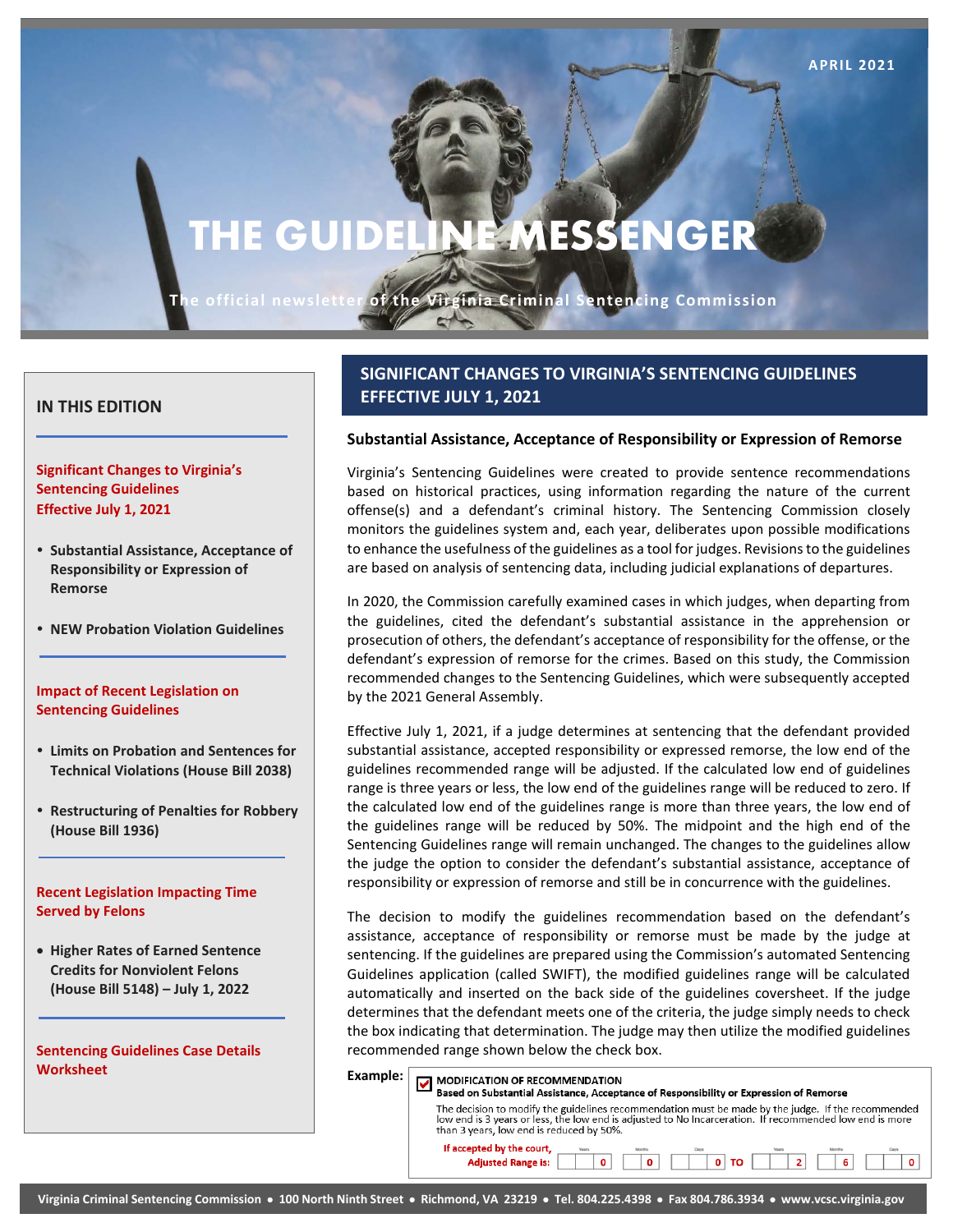APRIL 2021

# THE GUIDELINE MESSENGER

The official newsletter of the Virginia Criminal Sentencing Commission

## IN THIS EDITION

**Significant Changes to Virginia's Sentencing Guidelines Effective July 1, 2021**

- **Substantial Assistance, Acceptance of Responsibility or Expression of Remorse**
- **NEW Probation Violation Guidelines**

**Impact of Recent Legislation on Sentencing Guidelines**

- **Limits on Probation and Sentences for Technical Violations (House Bill 2038)**
- **Restructuring of Penalties for Robbery (House Bill 1936)**

**Recent Legislation Impacting Time Served by Felons**

- **Higher Rates of Earned Sentence Credits for Nonviolent Felons (House Bill 5148) – July 1, 2022**

**Sentencing Guidelines Case Details Worksheet**

## SIGNIFICANT CHANGES TO VIRGINIA'S SENTENCING GUIDELINES EFFECTIVE JULY 1, 2021

### Substantial Assistance, Acceptance of Responsibility or Expression of Remorse

Virginia's Sentencing Guidelines were created to provide sentence recommendations based on historical practices, using information regarding the nature of the current offense(s) and a defendant's criminal history. The Sentencing Commission closely monitors the guidelines system and, each year, deliberates upon possible modifications to enhance the usefulness of the guidelines as a tool for judges. Revisions to the guidelines are based on analysis of sentencing data, including judicial explanations of departures.

In 2020, the Commission carefully examined cases in which judges, when departing from the guidelines, cited the defendant's substantial assistance in the apprehension or prosecution of others, the defendant's acceptance of responsibility for the offense, or the defendant's expression of remorse for the crimes. Based on this study, the Commission recommended changes to the Sentencing Guidelines, which were subsequently accepted by the 2021 General Assembly.

Effective July 1, 2021, if a judge determines at sentencing that the defendant provided substantial assistance, accepted responsibility or expressed remorse, the low end of the guidelines recommended range will be adjusted. If the calculated low end of guidelines range is three years or less, the low end of the guidelines range will be reduced to zero. If the calculated low end of the guidelines range is more than three years, the low end of the guidelines range will be reduced by 50%. The midpoint and the high end of the Sentencing Guidelines range will remain unchanged. The changes to the guidelines allow the judge the option to consider the defendant's substantial assistance, acceptance of responsibility or expression of remorse and still be in concurrence with the guidelines.

The decision to modify the guidelines recommendation based on the defendant's assistance, acceptance of responsibility or remorse must be made by the judge at sentencing. If the guidelines are prepared using the Commission's automated Sentencing Guidelines application (called SWIFT), the modified guidelines range will be calculated automatically and inserted on the back side of the guidelines coversheet. If the judge determines that the defendant meets one of the criteria, the judge simply needs to check the box indicating that determination. The judge may then utilize the modified guidelines recommended range shown below the check box.

**Example:**

☑ **MODIFICATION OF RECOMMENDATION**
**Based on Substantial Assistance, Acceptance of Responsibility or Expression of Remorse**

The decision to modify the guidelines recommendation must be made by the judge. If the recommended low end is 3 years or less, the low end is adjusted to No Incarceration. If recommended low end is more than 3 years, low end is reduced by 50%.

| If accepted by the court, Adjusted Range is: | Years | Months | Days | | Years | Months | Days |
|---|---|---|---|---|---|---|---|
| | 0 | 0 | 0 | TO | 2 | 6 | 0 |

Virginia Criminal Sentencing Commission • 100 North Ninth Street • Richmond, VA 23219 • Tel. 804.225.4398 • Fax 804.786.3934 • www.vcsc.virginia.gov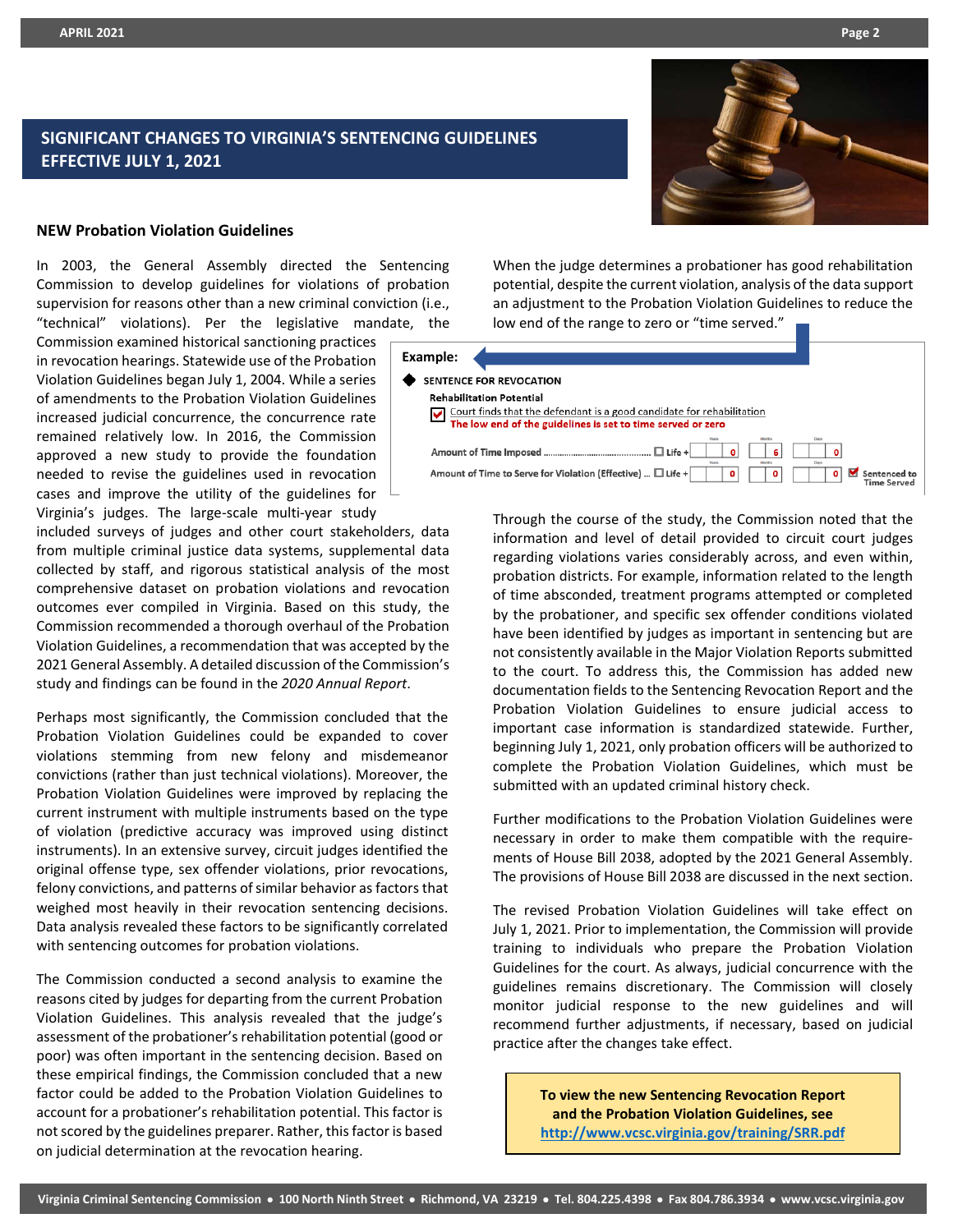## SIGNIFICANT CHANGES TO VIRGINIA'S SENTENCING GUIDELINES EFFECTIVE JULY 1, 2021

### NEW Probation Violation Guidelines

In 2003, the General Assembly directed the Sentencing Commission to develop guidelines for violations of probation supervision for reasons other than a new criminal conviction (i.e., "technical" violations). Per the legislative mandate, the Commission examined historical sanctioning practices in revocation hearings. Statewide use of the Probation Violation Guidelines began July 1, 2004. While a series of amendments to the Probation Violation Guidelines increased judicial concurrence, the concurrence rate remained relatively low. In 2016, the Commission approved a new study to provide the foundation needed to revise the guidelines used in revocation cases and improve the utility of the guidelines for Virginia's judges. The large-scale multi-year study included surveys of judges and other court stakeholders, data from multiple criminal justice data systems, supplemental data collected by staff, and rigorous statistical analysis of the most comprehensive dataset on probation violations and revocation outcomes ever compiled in Virginia. Based on this study, the Commission recommended a thorough overhaul of the Probation Violation Guidelines, a recommendation that was accepted by the 2021 General Assembly. A detailed discussion of the Commission's study and findings can be found in the *2020 Annual Report*.

Perhaps most significantly, the Commission concluded that the Probation Violation Guidelines could be expanded to cover violations stemming from new felony and misdemeanor convictions (rather than just technical violations). Moreover, the Probation Violation Guidelines were improved by replacing the current instrument with multiple instruments based on the type of violation (predictive accuracy was improved using distinct instruments). In an extensive survey, circuit judges identified the original offense type, sex offender violations, prior revocations, felony convictions, and patterns of similar behavior as factors that weighed most heavily in their revocation sentencing decisions. Data analysis revealed these factors to be significantly correlated with sentencing outcomes for probation violations.

The Commission conducted a second analysis to examine the reasons cited by judges for departing from the current Probation Violation Guidelines. This analysis revealed that the judge's assessment of the probationer's rehabilitation potential (good or poor) was often important in the sentencing decision. Based on these empirical findings, the Commission concluded that a new factor could be added to the Probation Violation Guidelines to account for a probationer's rehabilitation potential. This factor is not scored by the guidelines preparer. Rather, this factor is based on judicial determination at the revocation hearing.

When the judge determines a probationer has good rehabilitation potential, despite the current violation, analysis of the data support an adjustment to the Probation Violation Guidelines to reduce the low end of the range to zero or "time served."

**Example:**

◆ SENTENCE FOR REVOCATION

**Rehabilitation Potential**

☑ Court finds that the defendant is a good candidate for rehabilitation
The low end of the guidelines is set to time served or zero

| | Life | Years | Months | Days | |
|---|---|---|---|---|---|
| Amount of Time Imposed | ☐ Life + | 0 | 6 | 0 | |
| Amount of Time to Serve for Violation (Effective) | ☐ Life + | 0 | 0 | 0 | ☑ Sentenced to Time Served |

Through the course of the study, the Commission noted that the information and level of detail provided to circuit court judges regarding violations varies considerably across, and even within, probation districts. For example, information related to the length of time absconded, treatment programs attempted or completed by the probationer, and specific sex offender conditions violated have been identified by judges as important in sentencing but are not consistently available in the Major Violation Reports submitted to the court. To address this, the Commission has added new documentation fields to the Sentencing Revocation Report and the Probation Violation Guidelines to ensure judicial access to important case information is standardized statewide. Further, beginning July 1, 2021, only probation officers will be authorized to complete the Probation Violation Guidelines, which must be submitted with an updated criminal history check.

Further modifications to the Probation Violation Guidelines were necessary in order to make them compatible with the requirements of House Bill 2038, adopted by the 2021 General Assembly. The provisions of House Bill 2038 are discussed in the next section.

The revised Probation Violation Guidelines will take effect on July 1, 2021. Prior to implementation, the Commission will provide training to individuals who prepare the Probation Violation Guidelines for the court. As always, judicial concurrence with the guidelines remains discretionary. The Commission will closely monitor judicial response to the new guidelines and will recommend further adjustments, if necessary, based on judicial practice after the changes take effect.

**To view the new Sentencing Revocation Report and the Probation Violation Guidelines, see http://www.vcsc.virginia.gov/training/SRR.pdf**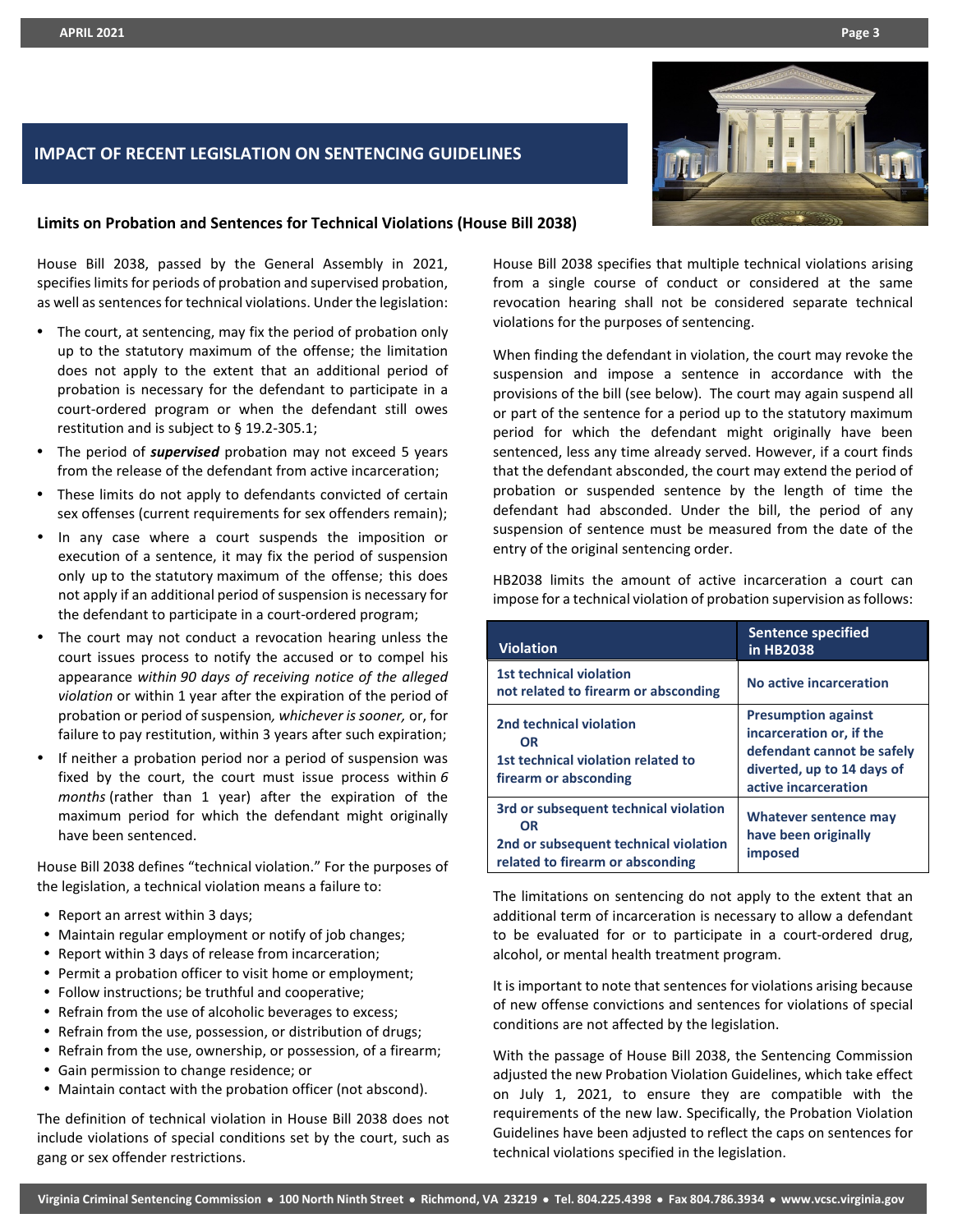## IMPACT OF RECENT LEGISLATION ON SENTENCING GUIDELINES

### Limits on Probation and Sentences for Technical Violations (House Bill 2038)

House Bill 2038, passed by the General Assembly in 2021, specifies limits for periods of probation and supervised probation, as well as sentences for technical violations. Under the legislation:

- The court, at sentencing, may fix the period of probation only up to the statutory maximum of the offense; the limitation does not apply to the extent that an additional period of probation is necessary for the defendant to participate in a court-ordered program or when the defendant still owes restitution and is subject to § 19.2-305.1;
- The period of ***supervised*** probation may not exceed 5 years from the release of the defendant from active incarceration;
- These limits do not apply to defendants convicted of certain sex offenses (current requirements for sex offenders remain);
- In any case where a court suspends the imposition or execution of a sentence, it may fix the period of suspension only up to the statutory maximum of the offense; this does not apply if an additional period of suspension is necessary for the defendant to participate in a court-ordered program;
- The court may not conduct a revocation hearing unless the court issues process to notify the accused or to compel his appearance *within 90 days of receiving notice of the alleged violation* or within 1 year after the expiration of the period of probation or period of suspension*, whichever is sooner,* or, for failure to pay restitution, within 3 years after such expiration;
- If neither a probation period nor a period of suspension was fixed by the court, the court must issue process within *6 months* (rather than 1 year) after the expiration of the maximum period for which the defendant might originally have been sentenced.

House Bill 2038 defines "technical violation." For the purposes of the legislation, a technical violation means a failure to:

- Report an arrest within 3 days;
- Maintain regular employment or notify of job changes;
- Report within 3 days of release from incarceration;
- Permit a probation officer to visit home or employment;
- Follow instructions; be truthful and cooperative;
- Refrain from the use of alcoholic beverages to excess;
- Refrain from the use, possession, or distribution of drugs;
- Refrain from the use, ownership, or possession, of a firearm;
- Gain permission to change residence; or
- Maintain contact with the probation officer (not abscond).

The definition of technical violation in House Bill 2038 does not include violations of special conditions set by the court, such as gang or sex offender restrictions.

House Bill 2038 specifies that multiple technical violations arising from a single course of conduct or considered at the same revocation hearing shall not be considered separate technical violations for the purposes of sentencing.

When finding the defendant in violation, the court may revoke the suspension and impose a sentence in accordance with the provisions of the bill (see below). The court may again suspend all or part of the sentence for a period up to the statutory maximum period for which the defendant might originally have been sentenced, less any time already served. However, if a court finds that the defendant absconded, the court may extend the period of probation or suspended sentence by the length of time the defendant had absconded. Under the bill, the period of any suspension of sentence must be measured from the date of the entry of the original sentencing order.

HB2038 limits the amount of active incarceration a court can impose for a technical violation of probation supervision as follows:

| Violation | Sentence specified in HB2038 |
|---|---|
| 1st technical violation not related to firearm or absconding | No active incarceration |
| 2nd technical violation **OR** 1st technical violation related to firearm or absconding | Presumption against incarceration or, if the defendant cannot be safely diverted, up to 14 days of active incarceration |
| 3rd or subsequent technical violation **OR** 2nd or subsequent technical violation related to firearm or absconding | Whatever sentence may have been originally imposed |

The limitations on sentencing do not apply to the extent that an additional term of incarceration is necessary to allow a defendant to be evaluated for or to participate in a court-ordered drug, alcohol, or mental health treatment program.

It is important to note that sentences for violations arising because of new offense convictions and sentences for violations of special conditions are not affected by the legislation.

With the passage of House Bill 2038, the Sentencing Commission adjusted the new Probation Violation Guidelines, which take effect on July 1, 2021, to ensure they are compatible with the requirements of the new law. Specifically, the Probation Violation Guidelines have been adjusted to reflect the caps on sentences for technical violations specified in the legislation.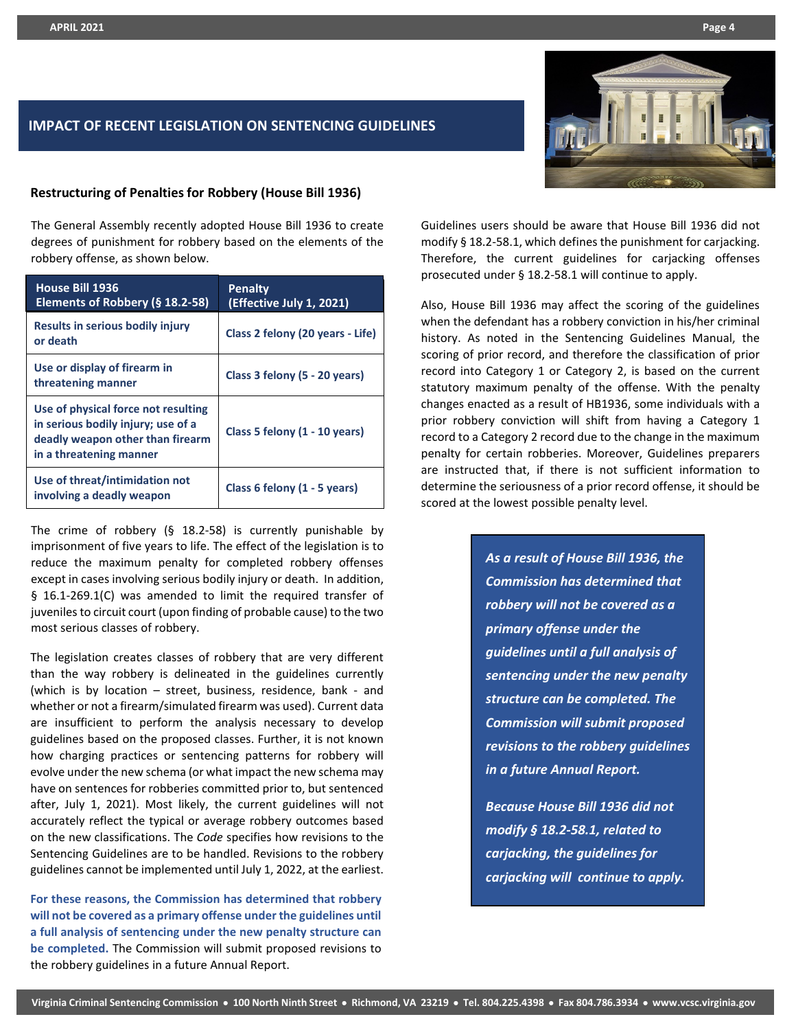## IMPACT OF RECENT LEGISLATION ON SENTENCING GUIDELINES

### Restructuring of Penalties for Robbery (House Bill 1936)

The General Assembly recently adopted House Bill 1936 to create degrees of punishment for robbery based on the elements of the robbery offense, as shown below.

| House Bill 1936 Elements of Robbery (§ 18.2-58) | Penalty (Effective July 1, 2021) |
|---|---|
| Results in serious bodily injury or death | Class 2 felony (20 years - Life) |
| Use or display of firearm in threatening manner | Class 3 felony (5 - 20 years) |
| Use of physical force not resulting in serious bodily injury; use of a deadly weapon other than firearm in a threatening manner | Class 5 felony (1 - 10 years) |
| Use of threat/intimidation not involving a deadly weapon | Class 6 felony (1 - 5 years) |

The crime of robbery (§ 18.2-58) is currently punishable by imprisonment of five years to life. The effect of the legislation is to reduce the maximum penalty for completed robbery offenses except in cases involving serious bodily injury or death. In addition, § 16.1-269.1(C) was amended to limit the required transfer of juveniles to circuit court (upon finding of probable cause) to the two most serious classes of robbery.

The legislation creates classes of robbery that are very different than the way robbery is delineated in the guidelines currently (which is by location – street, business, residence, bank - and whether or not a firearm/simulated firearm was used). Current data are insufficient to perform the analysis necessary to develop guidelines based on the proposed classes. Further, it is not known how charging practices or sentencing patterns for robbery will evolve under the new schema (or what impact the new schema may have on sentences for robberies committed prior to, but sentenced after, July 1, 2021). Most likely, the current guidelines will not accurately reflect the typical or average robbery outcomes based on the new classifications. The *Code* specifies how revisions to the Sentencing Guidelines are to be handled. Revisions to the robbery guidelines cannot be implemented until July 1, 2022, at the earliest.

**For these reasons, the Commission has determined that robbery will not be covered as a primary offense under the guidelines until a full analysis of sentencing under the new penalty structure can be completed.** The Commission will submit proposed revisions to the robbery guidelines in a future Annual Report.

Guidelines users should be aware that House Bill 1936 did not modify § 18.2-58.1, which defines the punishment for carjacking. Therefore, the current guidelines for carjacking offenses prosecuted under § 18.2-58.1 will continue to apply.

Also, House Bill 1936 may affect the scoring of the guidelines when the defendant has a robbery conviction in his/her criminal history. As noted in the Sentencing Guidelines Manual, the scoring of prior record, and therefore the classification of prior record into Category 1 or Category 2, is based on the current statutory maximum penalty of the offense. With the penalty changes enacted as a result of HB1936, some individuals with a prior robbery conviction will shift from having a Category 1 record to a Category 2 record due to the change in the maximum penalty for certain robberies. Moreover, Guidelines preparers are instructed that, if there is not sufficient information to determine the seriousness of a prior record offense, it should be scored at the lowest possible penalty level.

***As a result of House Bill 1936, the Commission has determined that robbery will not be covered as a primary offense under the guidelines until a full analysis of sentencing under the new penalty structure can be completed. The Commission will submit proposed revisions to the robbery guidelines in a future Annual Report.***

***Because House Bill 1936 did not modify § 18.2-58.1, related to carjacking, the guidelines for carjacking will continue to apply.***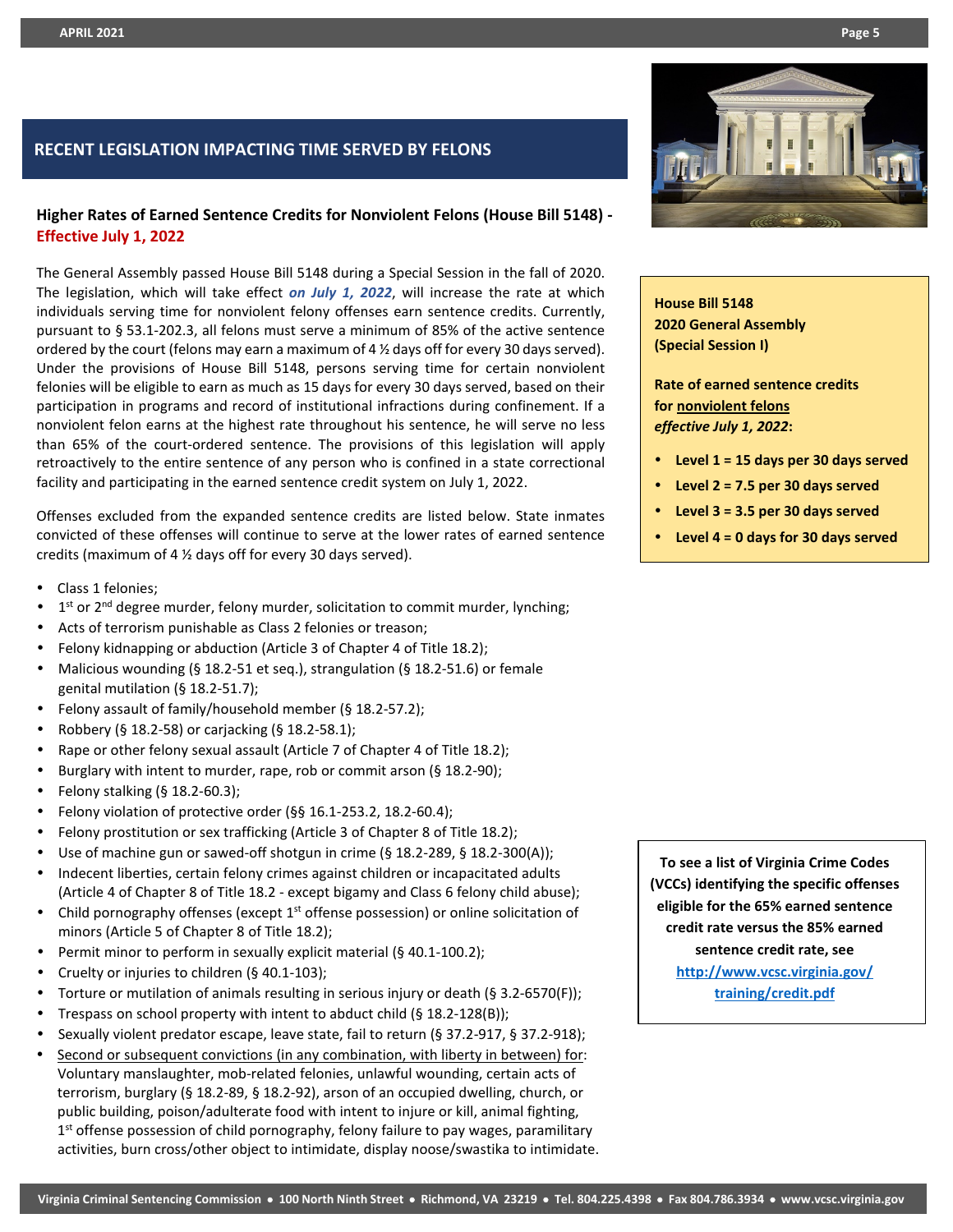## RECENT LEGISLATION IMPACTING TIME SERVED BY FELONS

### Higher Rates of Earned Sentence Credits for Nonviolent Felons (House Bill 5148) - Effective July 1, 2022

The General Assembly passed House Bill 5148 during a Special Session in the fall of 2020. The legislation, which will take effect ***on July 1, 2022***, will increase the rate at which individuals serving time for nonviolent felony offenses earn sentence credits. Currently, pursuant to § 53.1-202.3, all felons must serve a minimum of 85% of the active sentence ordered by the court (felons may earn a maximum of 4 ½ days off for every 30 days served). Under the provisions of House Bill 5148, persons serving time for certain nonviolent felonies will be eligible to earn as much as 15 days for every 30 days served, based on their participation in programs and record of institutional infractions during confinement. If a nonviolent felon earns at the highest rate throughout his sentence, he will serve no less than 65% of the court-ordered sentence. The provisions of this legislation will apply retroactively to the entire sentence of any person who is confined in a state correctional facility and participating in the earned sentence credit system on July 1, 2022.

Offenses excluded from the expanded sentence credits are listed below. State inmates convicted of these offenses will continue to serve at the lower rates of earned sentence credits (maximum of 4 ½ days off for every 30 days served).

- Class 1 felonies;
- 1st or 2nd degree murder, felony murder, solicitation to commit murder, lynching;
- Acts of terrorism punishable as Class 2 felonies or treason;
- Felony kidnapping or abduction (Article 3 of Chapter 4 of Title 18.2);
- Malicious wounding (§ 18.2-51 et seq.), strangulation (§ 18.2-51.6) or female genital mutilation (§ 18.2-51.7);
- Felony assault of family/household member (§ 18.2-57.2);
- Robbery (§ 18.2-58) or carjacking (§ 18.2-58.1);
- Rape or other felony sexual assault (Article 7 of Chapter 4 of Title 18.2);
- Burglary with intent to murder, rape, rob or commit arson (§ 18.2-90);
- Felony stalking (§ 18.2-60.3);
- Felony violation of protective order (§§ 16.1-253.2, 18.2-60.4);
- Felony prostitution or sex trafficking (Article 3 of Chapter 8 of Title 18.2);
- Use of machine gun or sawed-off shotgun in crime (§ 18.2-289, § 18.2-300(A));
- Indecent liberties, certain felony crimes against children or incapacitated adults (Article 4 of Chapter 8 of Title 18.2 - except bigamy and Class 6 felony child abuse);
- Child pornography offenses (except 1st offense possession) or online solicitation of minors (Article 5 of Chapter 8 of Title 18.2);
- Permit minor to perform in sexually explicit material (§ 40.1-100.2);
- Cruelty or injuries to children (§ 40.1-103);
- Torture or mutilation of animals resulting in serious injury or death (§ 3.2-6570(F));
- Trespass on school property with intent to abduct child (§ 18.2-128(B));
- Sexually violent predator escape, leave state, fail to return (§ 37.2-917, § 37.2-918);
- Second or subsequent convictions (in any combination, with liberty in between) for: Voluntary manslaughter, mob-related felonies, unlawful wounding, certain acts of terrorism, burglary (§ 18.2-89, § 18.2-92), arson of an occupied dwelling, church, or public building, poison/adulterate food with intent to injure or kill, animal fighting, 1st offense possession of child pornography, felony failure to pay wages, paramilitary activities, burn cross/other object to intimidate, display noose/swastika to intimidate.

**House Bill 5148**
**2020 General Assembly**
**(Special Session I)**

**Rate of earned sentence credits for nonviolent felons** ***effective July 1, 2022*:**

- **Level 1 = 15 days per 30 days served**
- **Level 2 = 7.5 per 30 days served**
- **Level 3 = 3.5 per 30 days served**
- **Level 4 = 0 days for 30 days served**

**To see a list of Virginia Crime Codes (VCCs) identifying the specific offenses eligible for the 65% earned sentence credit rate versus the 85% earned sentence credit rate, see http://www.vcsc.virginia.gov/training/credit.pdf**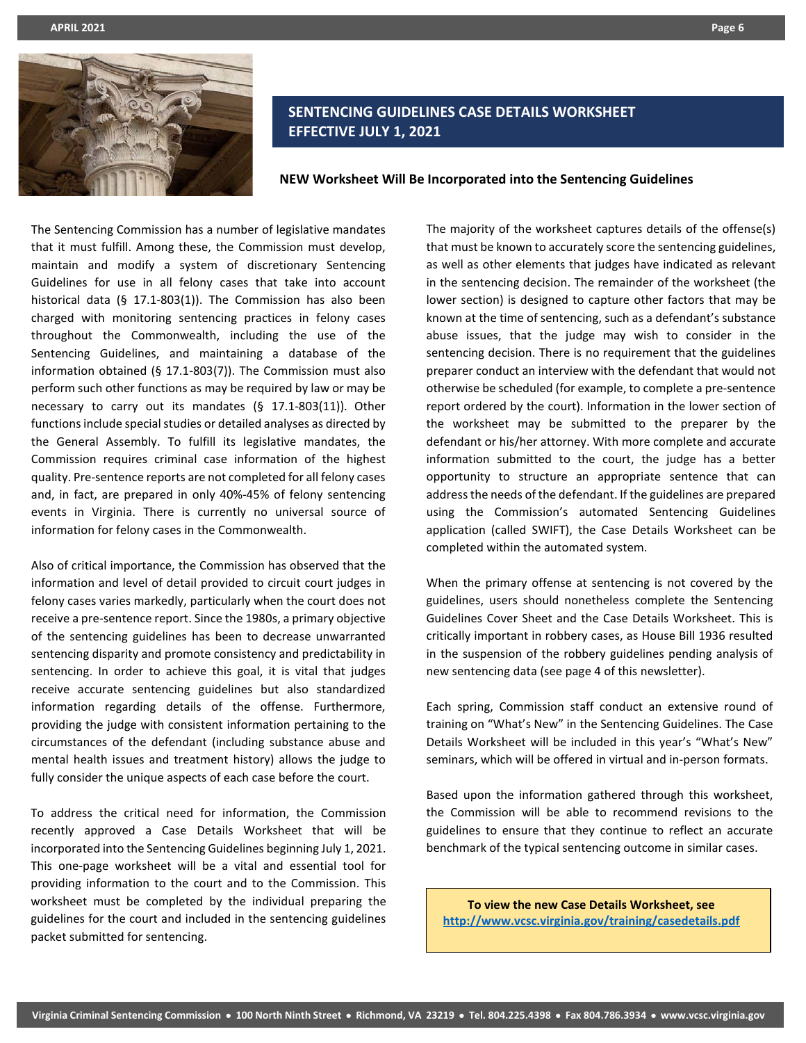## SENTENCING GUIDELINES CASE DETAILS WORKSHEET EFFECTIVE JULY 1, 2021

**NEW Worksheet Will Be Incorporated into the Sentencing Guidelines**

The Sentencing Commission has a number of legislative mandates that it must fulfill. Among these, the Commission must develop, maintain and modify a system of discretionary Sentencing Guidelines for use in all felony cases that take into account historical data (§ 17.1-803(1)). The Commission has also been charged with monitoring sentencing practices in felony cases throughout the Commonwealth, including the use of the Sentencing Guidelines, and maintaining a database of the information obtained (§ 17.1-803(7)). The Commission must also perform such other functions as may be required by law or may be necessary to carry out its mandates (§ 17.1-803(11)). Other functions include special studies or detailed analyses as directed by the General Assembly. To fulfill its legislative mandates, the Commission requires criminal case information of the highest quality. Pre-sentence reports are not completed for all felony cases and, in fact, are prepared in only 40%-45% of felony sentencing events in Virginia. There is currently no universal source of information for felony cases in the Commonwealth.

Also of critical importance, the Commission has observed that the information and level of detail provided to circuit court judges in felony cases varies markedly, particularly when the court does not receive a pre-sentence report. Since the 1980s, a primary objective of the sentencing guidelines has been to decrease unwarranted sentencing disparity and promote consistency and predictability in sentencing. In order to achieve this goal, it is vital that judges receive accurate sentencing guidelines but also standardized information regarding details of the offense. Furthermore, providing the judge with consistent information pertaining to the circumstances of the defendant (including substance abuse and mental health issues and treatment history) allows the judge to fully consider the unique aspects of each case before the court.

To address the critical need for information, the Commission recently approved a Case Details Worksheet that will be incorporated into the Sentencing Guidelines beginning July 1, 2021. This one-page worksheet will be a vital and essential tool for providing information to the court and to the Commission. This worksheet must be completed by the individual preparing the guidelines for the court and included in the sentencing guidelines packet submitted for sentencing.

The majority of the worksheet captures details of the offense(s) that must be known to accurately score the sentencing guidelines, as well as other elements that judges have indicated as relevant in the sentencing decision. The remainder of the worksheet (the lower section) is designed to capture other factors that may be known at the time of sentencing, such as a defendant's substance abuse issues, that the judge may wish to consider in the sentencing decision. There is no requirement that the guidelines preparer conduct an interview with the defendant that would not otherwise be scheduled (for example, to complete a pre-sentence report ordered by the court). Information in the lower section of the worksheet may be submitted to the preparer by the defendant or his/her attorney. With more complete and accurate information submitted to the court, the judge has a better opportunity to structure an appropriate sentence that can address the needs of the defendant. If the guidelines are prepared using the Commission's automated Sentencing Guidelines application (called SWIFT), the Case Details Worksheet can be completed within the automated system.

When the primary offense at sentencing is not covered by the guidelines, users should nonetheless complete the Sentencing Guidelines Cover Sheet and the Case Details Worksheet. This is critically important in robbery cases, as House Bill 1936 resulted in the suspension of the robbery guidelines pending analysis of new sentencing data (see page 4 of this newsletter).

Each spring, Commission staff conduct an extensive round of training on "What's New" in the Sentencing Guidelines. The Case Details Worksheet will be included in this year's "What's New" seminars, which will be offered in virtual and in-person formats.

Based upon the information gathered through this worksheet, the Commission will be able to recommend revisions to the guidelines to ensure that they continue to reflect an accurate benchmark of the typical sentencing outcome in similar cases.

**To view the new Case Details Worksheet, see**
**http://www.vcsc.virginia.gov/training/casedetails.pdf**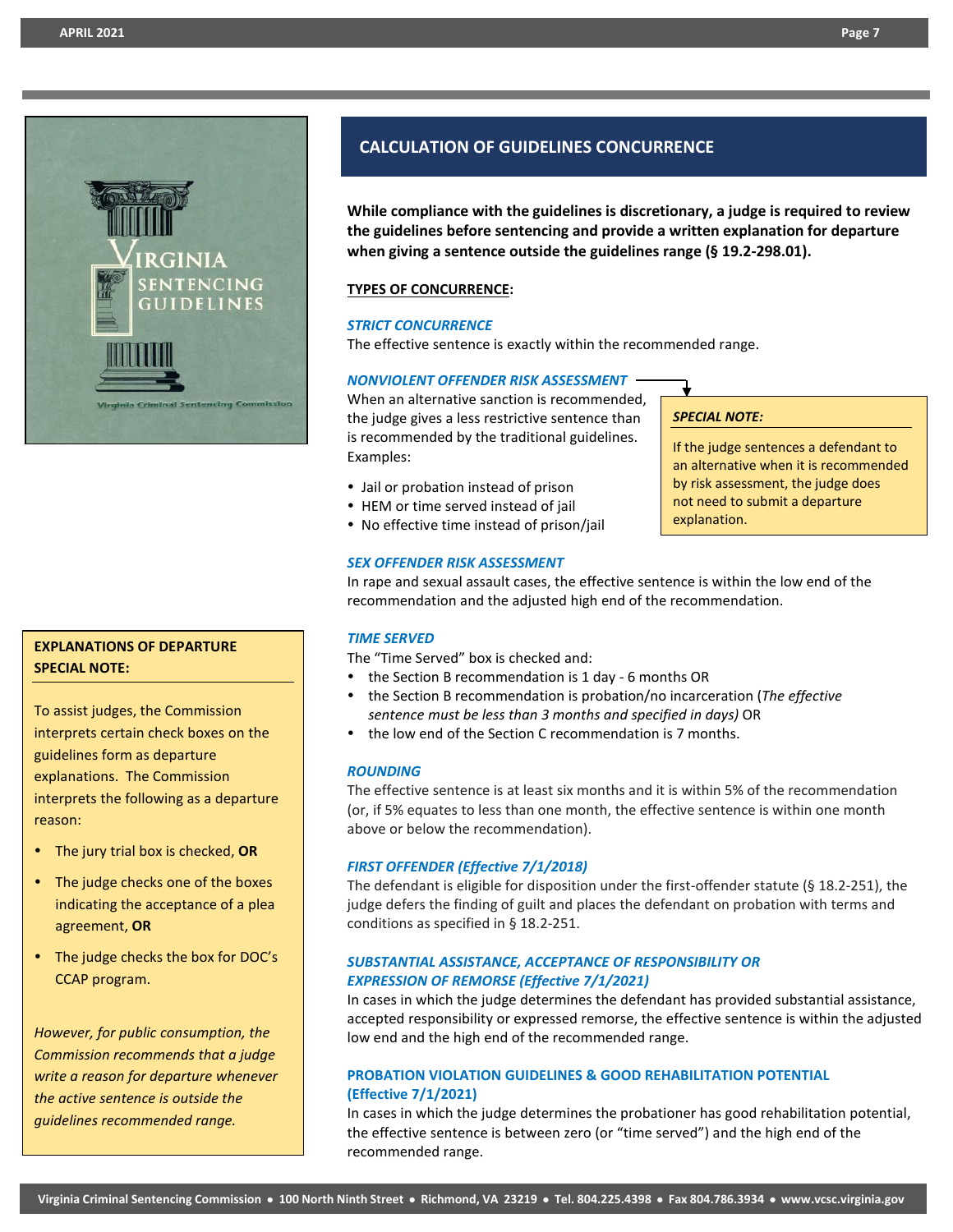## CALCULATION OF GUIDELINES CONCURRENCE

**While compliance with the guidelines is discretionary, a judge is required to review the guidelines before sentencing and provide a written explanation for departure when giving a sentence outside the guidelines range (§ 19.2-298.01).**

**TYPES OF CONCURRENCE:**

### *STRICT CONCURRENCE*

The effective sentence is exactly within the recommended range.

### *NONVIOLENT OFFENDER RISK ASSESSMENT*

When an alternative sanction is recommended, the judge gives a less restrictive sentence than is recommended by the traditional guidelines. Examples:

- Jail or probation instead of prison
- HEM or time served instead of jail
- No effective time instead of prison/jail

> ***SPECIAL NOTE:***
>
> If the judge sentences a defendant to an alternative when it is recommended by risk assessment, the judge does not need to submit a departure explanation.

### *SEX OFFENDER RISK ASSESSMENT*

In rape and sexual assault cases, the effective sentence is within the low end of the recommendation and the adjusted high end of the recommendation.

### *TIME SERVED*

The "Time Served" box is checked and:

- the Section B recommendation is 1 day - 6 months OR
- the Section B recommendation is probation/no incarceration (*The effective sentence must be less than 3 months and specified in days)* OR
- the low end of the Section C recommendation is 7 months.

### *ROUNDING*

The effective sentence is at least six months and it is within 5% of the recommendation (or, if 5% equates to less than one month, the effective sentence is within one month above or below the recommendation).

### *FIRST OFFENDER (Effective 7/1/2018)*

The defendant is eligible for disposition under the first-offender statute (§ 18.2-251), the judge defers the finding of guilt and places the defendant on probation with terms and conditions as specified in § 18.2-251.

### *SUBSTANTIAL ASSISTANCE, ACCEPTANCE OF RESPONSIBILITY OR EXPRESSION OF REMORSE (Effective 7/1/2021)*

In cases in which the judge determines the defendant has provided substantial assistance, accepted responsibility or expressed remorse, the effective sentence is within the adjusted low end and the high end of the recommended range.

### PROBATION VIOLATION GUIDELINES & GOOD REHABILITATION POTENTIAL (Effective 7/1/2021)

In cases in which the judge determines the probationer has good rehabilitation potential, the effective sentence is between zero (or "time served") and the high end of the recommended range.

---

**EXPLANATIONS OF DEPARTURE SPECIAL NOTE:**

To assist judges, the Commission interprets certain check boxes on the guidelines form as departure explanations. The Commission interprets the following as a departure reason:

- The jury trial box is checked, **OR**
- The judge checks one of the boxes indicating the acceptance of a plea agreement, **OR**
- The judge checks the box for DOC's CCAP program.

*However, for public consumption, the Commission recommends that a judge write a reason for departure whenever the active sentence is outside the guidelines recommended range.*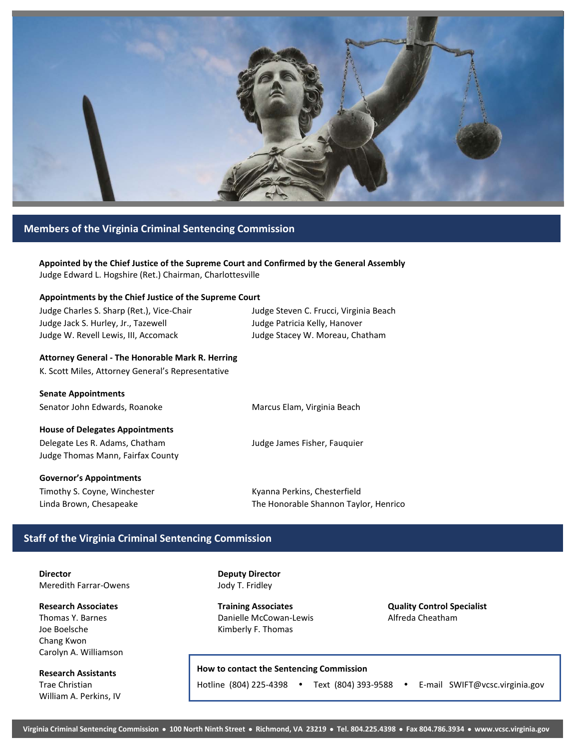## Members of the Virginia Criminal Sentencing Commission

**Appointed by the Chief Justice of the Supreme Court and Confirmed by the General Assembly**

Judge Edward L. Hogshire (Ret.) Chairman, Charlottesville

**Appointments by the Chief Justice of the Supreme Court**

Judge Charles S. Sharp (Ret.), Vice-Chair
Judge Jack S. Hurley, Jr., Tazewell
Judge W. Revell Lewis, III, Accomack
Judge Steven C. Frucci, Virginia Beach
Judge Patricia Kelly, Hanover
Judge Stacey W. Moreau, Chatham

**Attorney General - The Honorable Mark R. Herring**

K. Scott Miles, Attorney General's Representative

**Senate Appointments**

Senator John Edwards, Roanoke
Marcus Elam, Virginia Beach

**House of Delegates Appointments**

Delegate Les R. Adams, Chatham
Judge Thomas Mann, Fairfax County
Judge James Fisher, Fauquier

**Governor's Appointments**

Timothy S. Coyne, Winchester
Linda Brown, Chesapeake
Kyanna Perkins, Chesterfield
The Honorable Shannon Taylor, Henrico

## Staff of the Virginia Criminal Sentencing Commission

**Director**
Meredith Farrar-Owens

**Deputy Director**
Jody T. Fridley

**Research Associates**
Thomas Y. Barnes
Joe Boelsche
Chang Kwon
Carolyn A. Williamson

**Training Associates**
Danielle McCowan-Lewis
Kimberly F. Thomas

**Quality Control Specialist**
Alfreda Cheatham

**Research Assistants**
Trae Christian
William A. Perkins, IV

**How to contact the Sentencing Commission**

Hotline (804) 225-4398 • Text (804) 393-9588 • E-mail SWIFT@vcsc.virginia.gov

**Virginia Criminal Sentencing Commission • 100 North Ninth Street • Richmond, VA 23219 • Tel. 804.225.4398 • Fax 804.786.3934 • www.vcsc.virginia.gov**